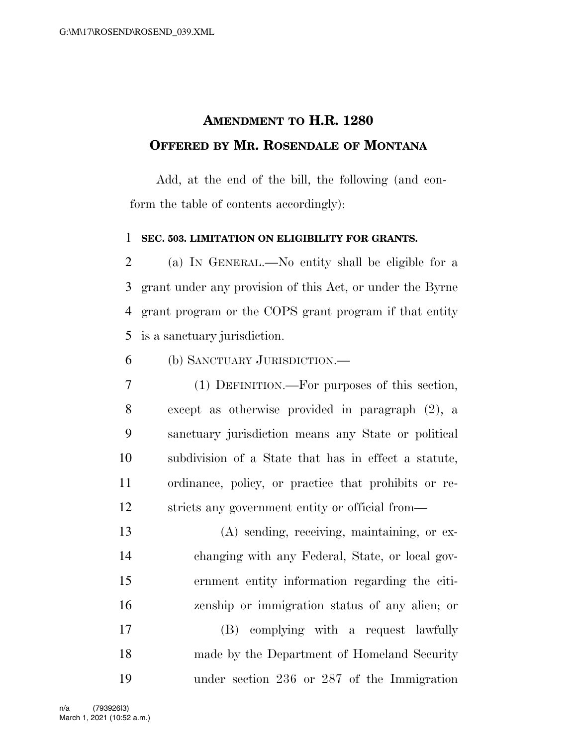# AMENDMENT TO H.R. 1280

## OFFERED BY MR. ROSENDALE OF MONTANA

Add, at the end of the bill, the following (and conform the table of contents accordingly):

**SEC. 503. LIMITATION ON ELIGIBILITY FOR GRANTS.**

(a) IN GENERAL.—No entity shall be eligible for a grant under any provision of this Act, or under the Byrne grant program or the COPS grant program if that entity is a sanctuary jurisdiction.

(b) SANCTUARY JURISDICTION.—

(1) DEFINITION.—For purposes of this section, except as otherwise provided in paragraph (2), a sanctuary jurisdiction means any State or political subdivision of a State that has in effect a statute, ordinance, policy, or practice that prohibits or restricts any government entity or official from—

(A) sending, receiving, maintaining, or exchanging with any Federal, State, or local government entity information regarding the citizenship or immigration status of any alien; or

(B) complying with a request lawfully made by the Department of Homeland Security under section 236 or 287 of the Immigration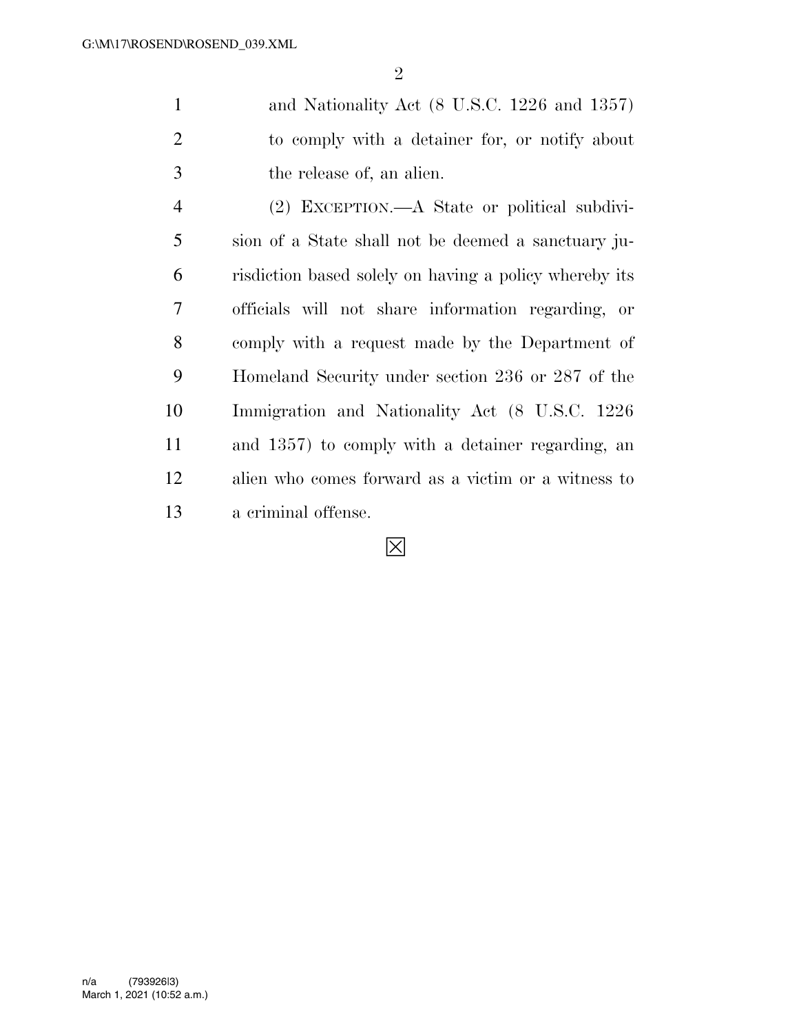and Nationality Act (8 U.S.C. 1226 and 1357) to comply with a detainer for, or notify about the release of, an alien.

(2) EXCEPTION.—A State or political subdivision of a State shall not be deemed a sanctuary jurisdiction based solely on having a policy whereby its officials will not share information regarding, or comply with a request made by the Department of Homeland Security under section 236 or 287 of the Immigration and Nationality Act (8 U.S.C. 1226 and 1357) to comply with a detainer regarding, an alien who comes forward as a victim or a witness to a criminal offense.